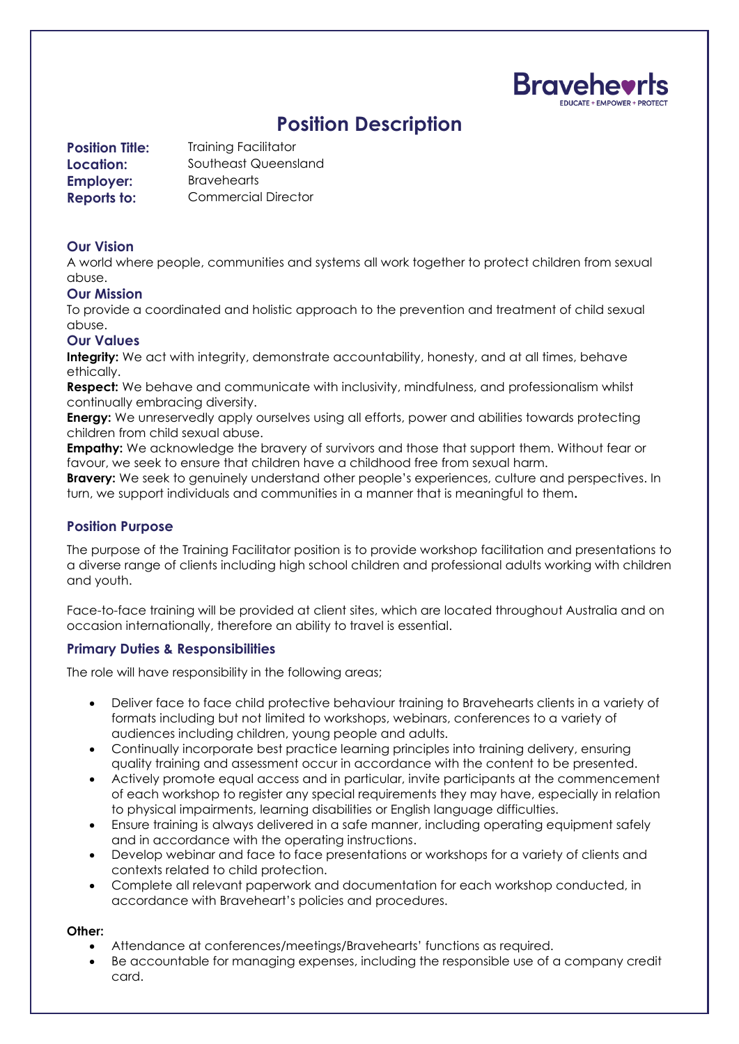Bravehearts
EDUCATE • EMPOWER • PROTECT

# Position Description

**Position Title:** Training Facilitator
**Location:** Southeast Queensland
**Employer:** Bravehearts
**Reports to:** Commercial Director

### Our Vision

A world where people, communities and systems all work together to protect children from sexual abuse.

### Our Mission

To provide a coordinated and holistic approach to the prevention and treatment of child sexual abuse.

### Our Values

**Integrity:** We act with integrity, demonstrate accountability, honesty, and at all times, behave ethically.

**Respect:** We behave and communicate with inclusivity, mindfulness, and professionalism whilst continually embracing diversity.

**Energy:** We unreservedly apply ourselves using all efforts, power and abilities towards protecting children from child sexual abuse.

**Empathy:** We acknowledge the bravery of survivors and those that support them. Without fear or favour, we seek to ensure that children have a childhood free from sexual harm.

**Bravery:** We seek to genuinely understand other people's experiences, culture and perspectives. In turn, we support individuals and communities in a manner that is meaningful to them**.**

### Position Purpose

The purpose of the Training Facilitator position is to provide workshop facilitation and presentations to a diverse range of clients including high school children and professional adults working with children and youth.

Face-to-face training will be provided at client sites, which are located throughout Australia and on occasion internationally, therefore an ability to travel is essential.

### Primary Duties & Responsibilities

The role will have responsibility in the following areas;

- Deliver face to face child protective behaviour training to Bravehearts clients in a variety of formats including but not limited to workshops, webinars, conferences to a variety of audiences including children, young people and adults.
- Continually incorporate best practice learning principles into training delivery, ensuring quality training and assessment occur in accordance with the content to be presented.
- Actively promote equal access and in particular, invite participants at the commencement of each workshop to register any special requirements they may have, especially in relation to physical impairments, learning disabilities or English language difficulties.
- Ensure training is always delivered in a safe manner, including operating equipment safely and in accordance with the operating instructions.
- Develop webinar and face to face presentations or workshops for a variety of clients and contexts related to child protection.
- Complete all relevant paperwork and documentation for each workshop conducted, in accordance with Braveheart's policies and procedures.

**Other:**

- Attendance at conferences/meetings/Bravehearts' functions as required.
- Be accountable for managing expenses, including the responsible use of a company credit card.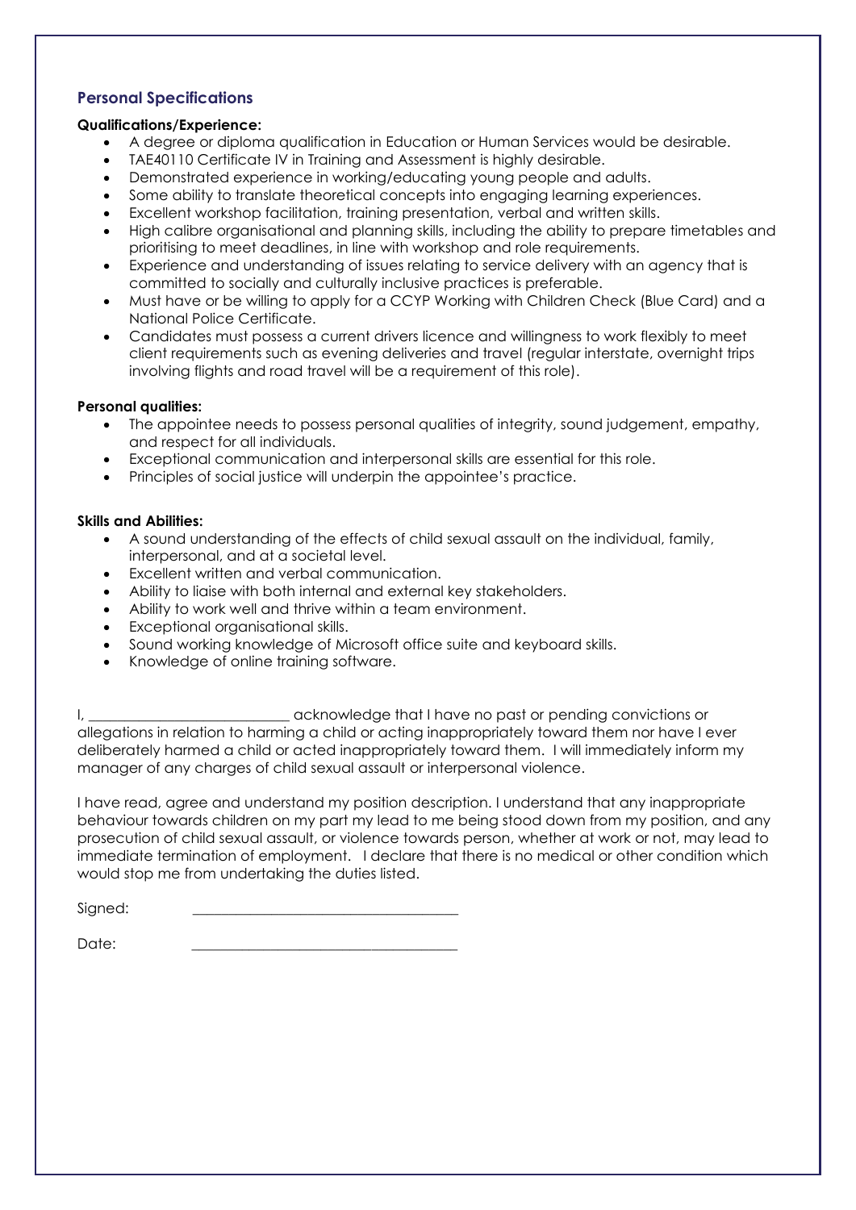## Personal Specifications

**Qualifications/Experience:**

- A degree or diploma qualification in Education or Human Services would be desirable.
- TAE40110 Certificate IV in Training and Assessment is highly desirable.
- Demonstrated experience in working/educating young people and adults.
- Some ability to translate theoretical concepts into engaging learning experiences.
- Excellent workshop facilitation, training presentation, verbal and written skills.
- High calibre organisational and planning skills, including the ability to prepare timetables and prioritising to meet deadlines, in line with workshop and role requirements.
- Experience and understanding of issues relating to service delivery with an agency that is committed to socially and culturally inclusive practices is preferable.
- Must have or be willing to apply for a CCYP Working with Children Check (Blue Card) and a National Police Certificate.
- Candidates must possess a current drivers licence and willingness to work flexibly to meet client requirements such as evening deliveries and travel (regular interstate, overnight trips involving flights and road travel will be a requirement of this role).

**Personal qualities:**

- The appointee needs to possess personal qualities of integrity, sound judgement, empathy, and respect for all individuals.
- Exceptional communication and interpersonal skills are essential for this role.
- Principles of social justice will underpin the appointee's practice.

**Skills and Abilities:**

- A sound understanding of the effects of child sexual assault on the individual, family, interpersonal, and at a societal level.
- Excellent written and verbal communication.
- Ability to liaise with both internal and external key stakeholders.
- Ability to work well and thrive within a team environment.
- Exceptional organisational skills.
- Sound working knowledge of Microsoft office suite and keyboard skills.
- Knowledge of online training software.

I, ___________________________ acknowledge that I have no past or pending convictions or allegations in relation to harming a child or acting inappropriately toward them nor have I ever deliberately harmed a child or acted inappropriately toward them. I will immediately inform my manager of any charges of child sexual assault or interpersonal violence.

I have read, agree and understand my position description. I understand that any inappropriate behaviour towards children on my part my lead to me being stood down from my position, and any prosecution of child sexual assault, or violence towards person, whether at work or not, may lead to immediate termination of employment. I declare that there is no medical or other condition which would stop me from undertaking the duties listed.

Signed: ____________________________________

Date: ____________________________________